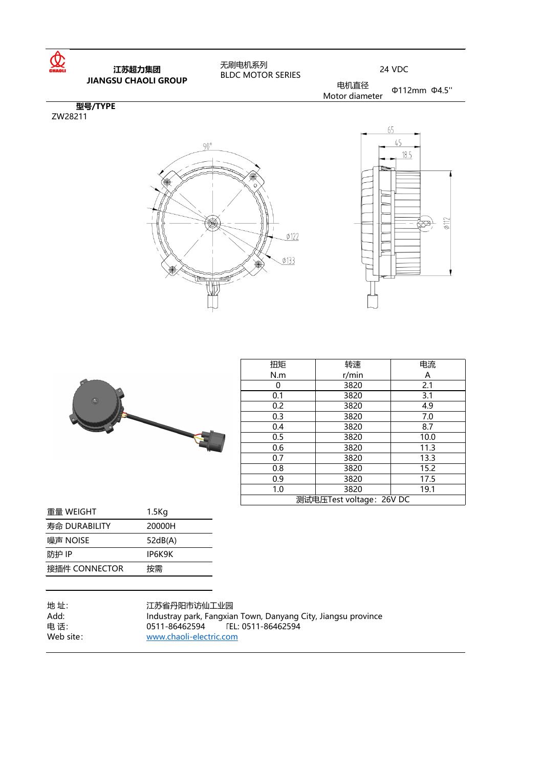**江苏超力集团**
**JIANGSU CHAOLI GROUP**

无刷电机系列
BLDC MOTOR SERIES

24 VDC

电机直径
Motor diameter Φ112mm Φ4.5''

**型号/TYPE**
ZW28211

| 扭矩 N.m | 转速 r/min | 电流 A |
|---|---|---|
| 0 | 3820 | 2.1 |
| 0.1 | 3820 | 3.1 |
| 0.2 | 3820 | 4.9 |
| 0.3 | 3820 | 7.0 |
| 0.4 | 3820 | 8.7 |
| 0.5 | 3820 | 10.0 |
| 0.6 | 3820 | 11.3 |
| 0.7 | 3820 | 13.3 |
| 0.8 | 3820 | 15.2 |
| 0.9 | 3820 | 17.5 |
| 1.0 | 3820 | 19.1 |
| 测试电压Test voltage：26V DC | | |

| | |
|---|---|
| 重量 WEIGHT | 1.5Kg |
| 寿命 DURABILITY | 20000H |
| 噪声 NOISE | 52dB(A) |
| 防护 IP | IP6K9K |
| 接插件 CONNECTOR | 按需 |

地 址: 江苏省丹阳市访仙工业园
Add: Industray park, Fangxian Town, Danyang City, Jiangsu province
电 话: 0511-86462594 TEL: 0511-86462594
Web site: www.chaoli-electric.com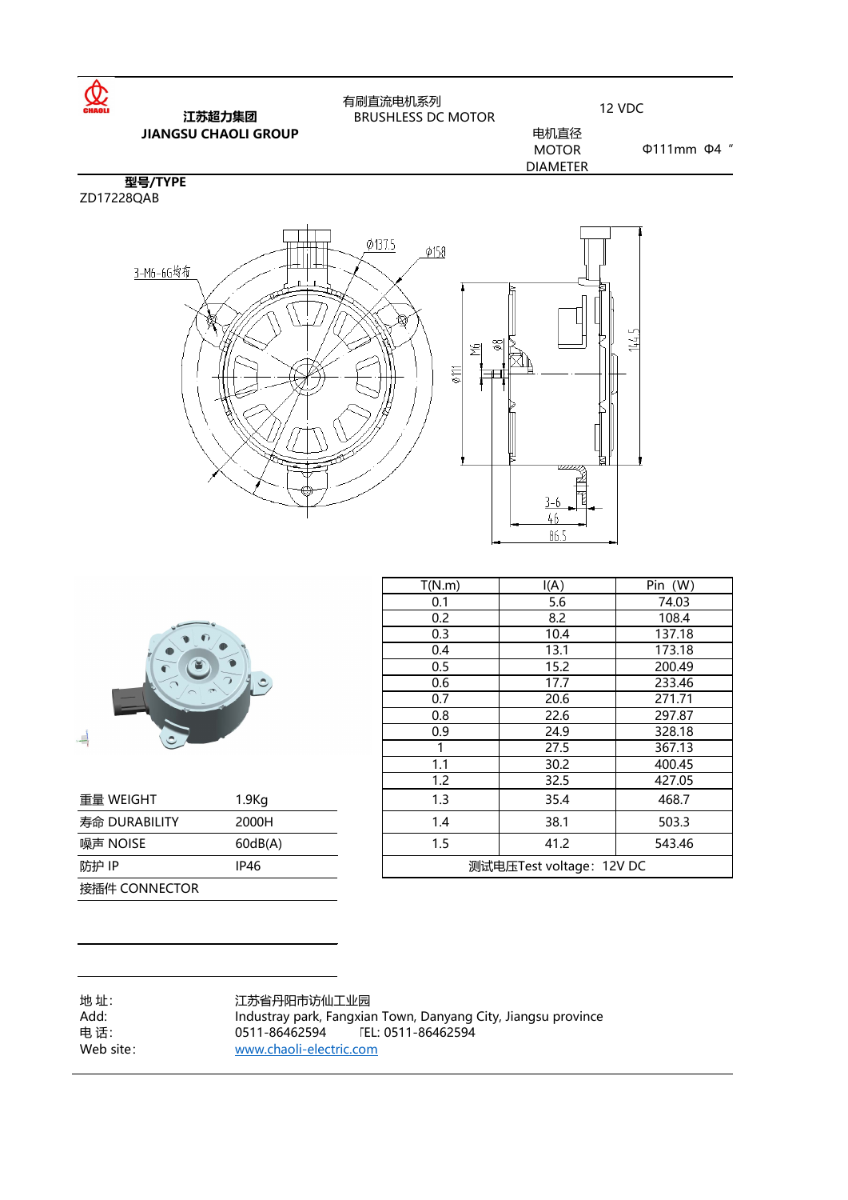江苏超力集团
**JIANGSU CHAOLI GROUP**

有刷直流电机系列
BRUSHLESS DC MOTOR

12 VDC

电机直径
MOTOR
DIAMETER

Φ111mm Φ4 "

**型号/TYPE**
ZD17228QAB

| T(N.m) | I(A) | Pin (W) |
|---|---|---|
| 0.1 | 5.6 | 74.03 |
| 0.2 | 8.2 | 108.4 |
| 0.3 | 10.4 | 137.18 |
| 0.4 | 13.1 | 173.18 |
| 0.5 | 15.2 | 200.49 |
| 0.6 | 17.7 | 233.46 |
| 0.7 | 20.6 | 271.71 |
| 0.8 | 22.6 | 297.87 |
| 0.9 | 24.9 | 328.18 |
| 1 | 27.5 | 367.13 |
| 1.1 | 30.2 | 400.45 |
| 1.2 | 32.5 | 427.05 |
| 1.3 | 35.4 | 468.7 |
| 1.4 | 38.1 | 503.3 |
| 1.5 | 41.2 | 543.46 |
| 测试电压Test voltage：12V DC | | |

| | |
|---|---|
| 重量 WEIGHT | 1.9Kg |
| 寿命 DURABILITY | 2000H |
| 噪声 NOISE | 60dB(A) |
| 防护 IP | IP46 |
| 接插件 CONNECTOR | |

地 址: 江苏省丹阳市访仙工业园
Add: Industray park, Fangxian Town, Danyang City, Jiangsu province
电 话: 0511-86462594 TEL: 0511-86462594
Web site: www.chaoli-electric.com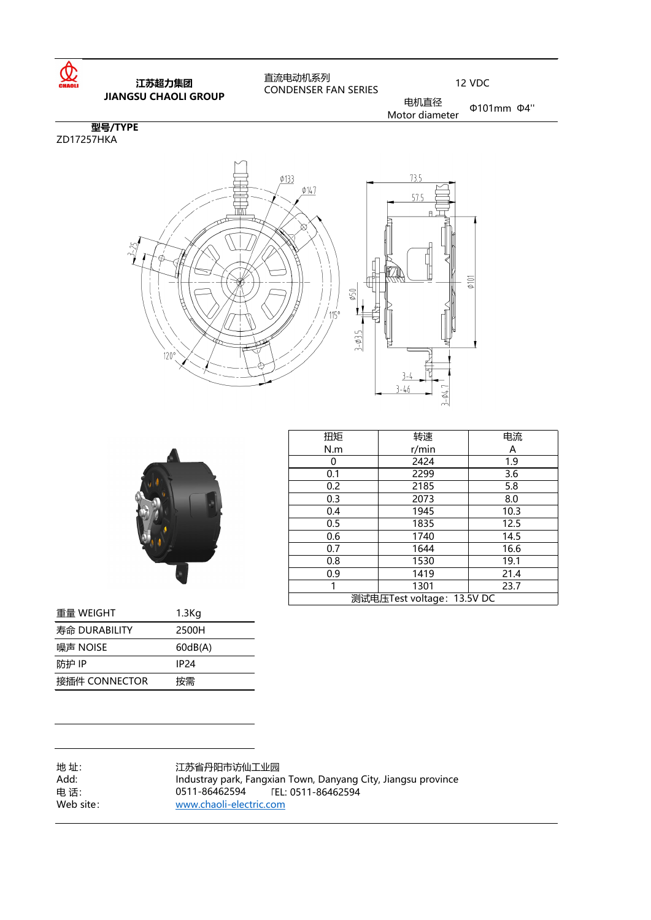江苏超力集团
**JIANGSU CHAOLI GROUP**

直流电动机系列
CONDENSER FAN SERIES

12 VDC

电机直径
Motor diameter　Φ101mm Φ4''

**型号/TYPE**
ZD17257HKA

| 扭矩 N.m | 转速 r/min | 电流 A |
|---|---|---|
| 0 | 2424 | 1.9 |
| 0.1 | 2299 | 3.6 |
| 0.2 | 2185 | 5.8 |
| 0.3 | 2073 | 8.0 |
| 0.4 | 1945 | 10.3 |
| 0.5 | 1835 | 12.5 |
| 0.6 | 1740 | 14.5 |
| 0.7 | 1644 | 16.6 |
| 0.8 | 1530 | 19.1 |
| 0.9 | 1419 | 21.4 |
| 1 | 1301 | 23.7 |
| 测试电压Test voltage：13.5V DC | | |

| | |
|---|---|
| 重量 WEIGHT | 1.3Kg |
| 寿命 DURABILITY | 2500H |
| 噪声 NOISE | 60dB(A) |
| 防护 IP | IP24 |
| 接插件 CONNECTOR | 按需 |

地 址: 江苏省丹阳市访仙工业园
Add: Industray park, Fangxian Town, Danyang City, Jiangsu province
电 话: 0511-86462594　TEL: 0511-86462594
Web site: www.chaoli-electric.com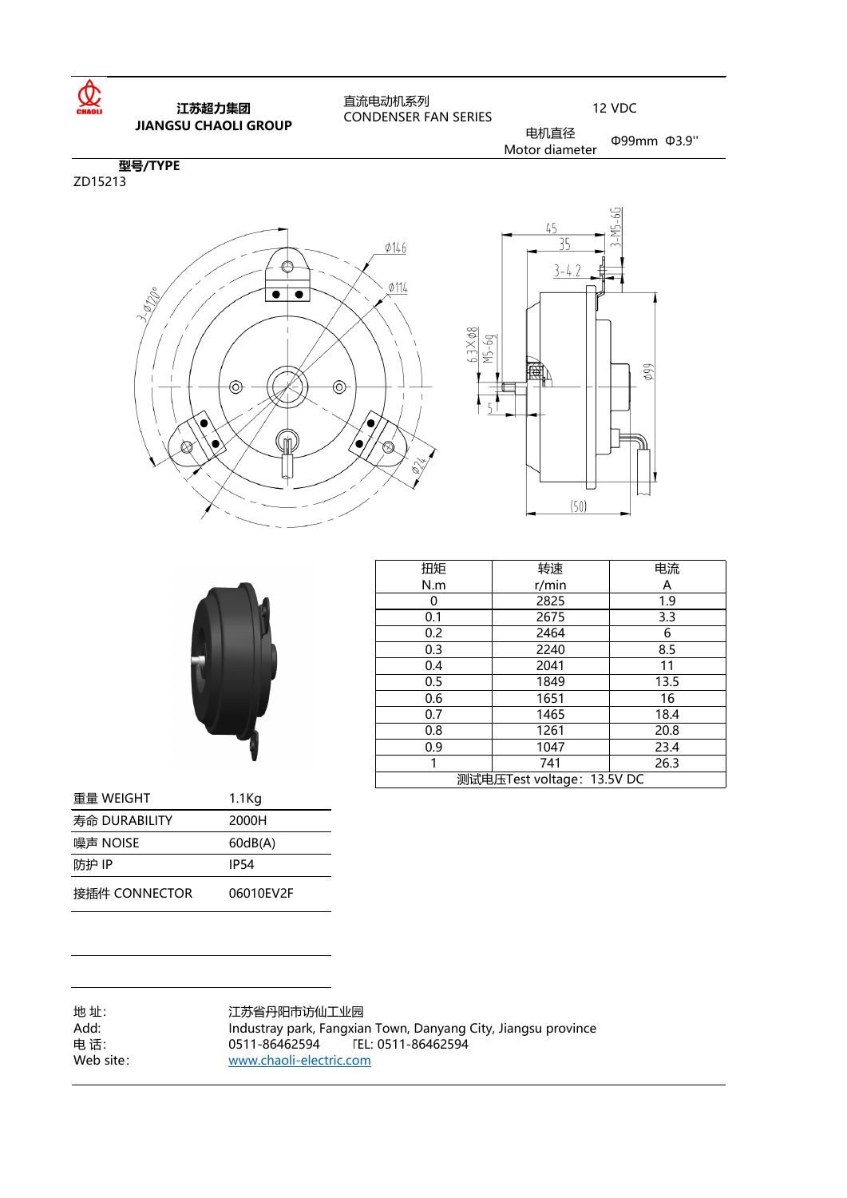**江苏超力集团**
**JIANGSU CHAOLI GROUP**

直流电动机系列
CONDENSER FAN SERIES

12 VDC

电机直径
Motor diameter

Φ99mm Φ3.9''

**型号/TYPE**

ZD15213

| 扭矩<br>N.m | 转速<br>r/min | 电流<br>A |
|---|---|---|
| 0 | 2825 | 1.9 |
| 0.1 | 2675 | 3.3 |
| 0.2 | 2464 | 6 |
| 0.3 | 2240 | 8.5 |
| 0.4 | 2041 | 11 |
| 0.5 | 1849 | 13.5 |
| 0.6 | 1651 | 16 |
| 0.7 | 1465 | 18.4 |
| 0.8 | 1261 | 20.8 |
| 0.9 | 1047 | 23.4 |
| 1 | 741 | 26.3 |
| 测试电压Test voltage：13.5V DC | | |

| | |
|---|---|
| 重量 WEIGHT | 1.1Kg |
| 寿命 DURABILITY | 2000H |
| 噪声 NOISE | 60dB(A) |
| 防护 IP | IP54 |
| 接插件 CONNECTOR | 06010EV2F |

地 址: 江苏省丹阳市访仙工业园
Add: Industray park, Fangxian Town, Danyang City, Jiangsu province
电 话: 0511-86462594 TEL: 0511-86462594
Web site: www.chaoli-electric.com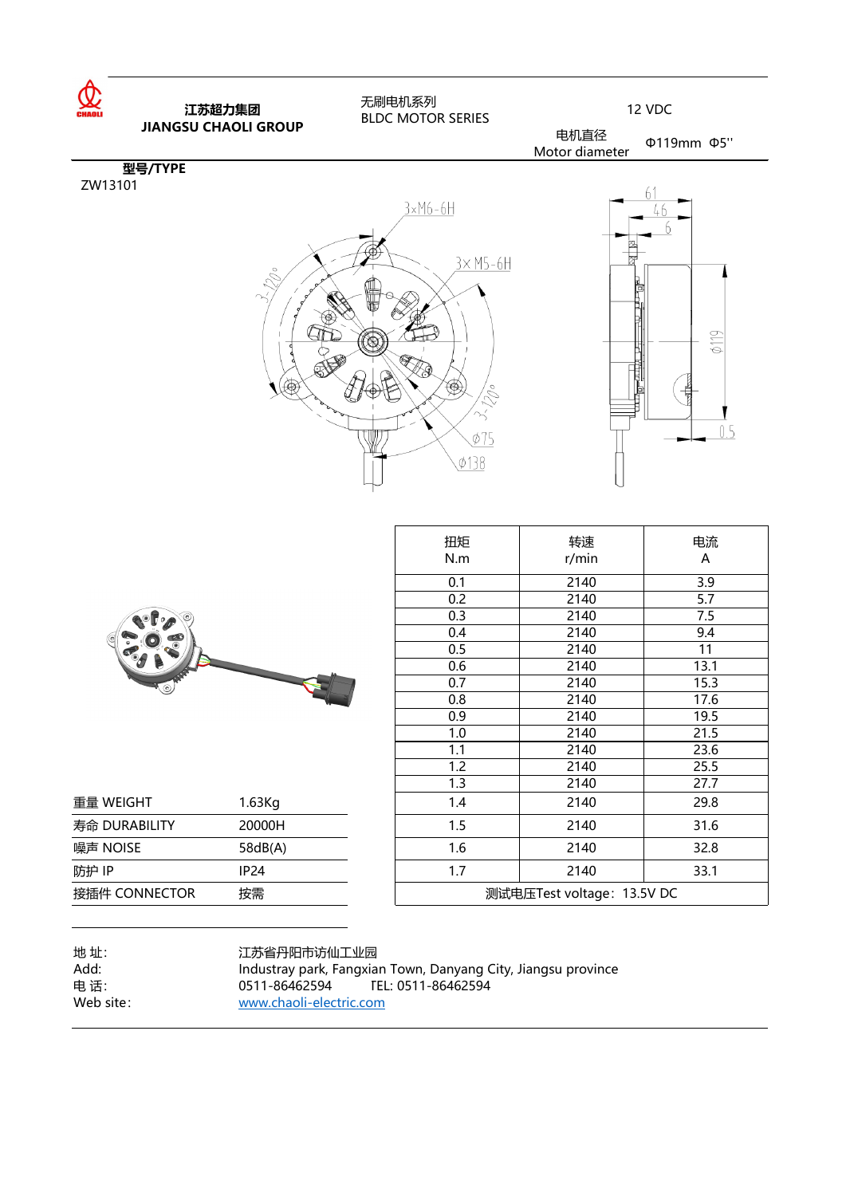**江苏超力集团**
**JIANGSU CHAOLI GROUP**

无刷电机系列
BLDC MOTOR SERIES

12 VDC

电机直径
Motor diameter　Φ119mm Φ5''

**型号/TYPE**
ZW13101

| 扭矩 N.m | 转速 r/min | 电流 A |
|---|---|---|
| 0.1 | 2140 | 3.9 |
| 0.2 | 2140 | 5.7 |
| 0.3 | 2140 | 7.5 |
| 0.4 | 2140 | 9.4 |
| 0.5 | 2140 | 11 |
| 0.6 | 2140 | 13.1 |
| 0.7 | 2140 | 15.3 |
| 0.8 | 2140 | 17.6 |
| 0.9 | 2140 | 19.5 |
| 1.0 | 2140 | 21.5 |
| 1.1 | 2140 | 23.6 |
| 1.2 | 2140 | 25.5 |
| 1.3 | 2140 | 27.7 |
| 1.4 | 2140 | 29.8 |
| 1.5 | 2140 | 31.6 |
| 1.6 | 2140 | 32.8 |
| 1.7 | 2140 | 33.1 |
| 测试电压Test voltage：13.5V DC | | |

| | |
|---|---|
| 重量 WEIGHT | 1.63Kg |
| 寿命 DURABILITY | 20000H |
| 噪声 NOISE | 58dB(A) |
| 防护 IP | IP24 |
| 接插件 CONNECTOR | 按需 |

地 址: 江苏省丹阳市访仙工业园
Add: Industray park, Fangxian Town, Danyang City, Jiangsu province
电 话: 0511-86462594　TEL: 0511-86462594
Web site: www.chaoli-electric.com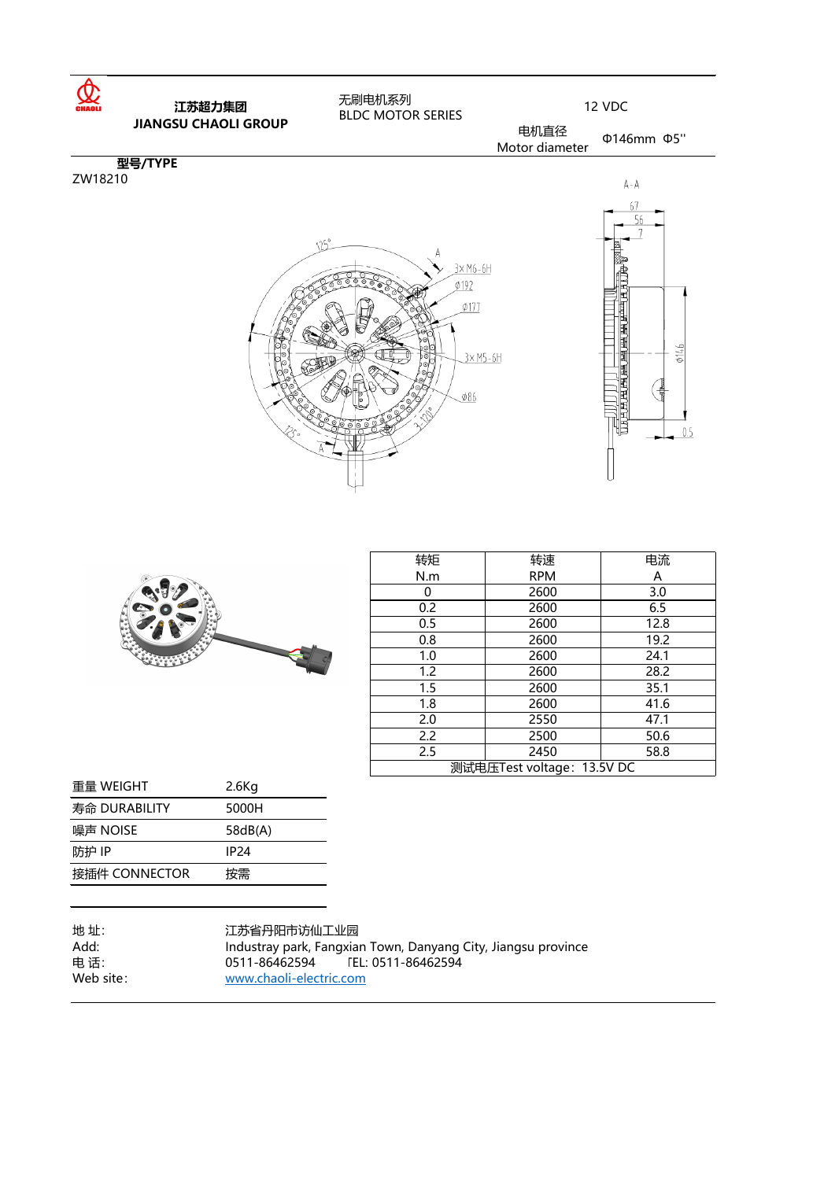**江苏超力集团**
**JIANGSU CHAOLI GROUP**

无刷电机系列
BLDC MOTOR SERIES

12 VDC

电机直径
Motor diameter

Φ146mm Φ5''

**型号/TYPE**
ZW18210

| 转矩<br>N.m | 转速<br>RPM | 电流<br>A |
|---|---|---|
| 0 | 2600 | 3.0 |
| 0.2 | 2600 | 6.5 |
| 0.5 | 2600 | 12.8 |
| 0.8 | 2600 | 19.2 |
| 1.0 | 2600 | 24.1 |
| 1.2 | 2600 | 28.2 |
| 1.5 | 2600 | 35.1 |
| 1.8 | 2600 | 41.6 |
| 2.0 | 2550 | 47.1 |
| 2.2 | 2500 | 50.6 |
| 2.5 | 2450 | 58.8 |
| 测试电压Test voltage：13.5V DC | | |

| 重量 WEIGHT | 2.6Kg |
|---|---|
| 寿命 DURABILITY | 5000H |
| 噪声 NOISE | 58dB(A) |
| 防护 IP | IP24 |
| 接插件 CONNECTOR | 按需 |

地 址: 江苏省丹阳市访仙工业园
Add: Industray park, Fangxian Town, Danyang City, Jiangsu province
电 话: 0511-86462594 TEL: 0511-86462594
Web site: www.chaoli-electric.com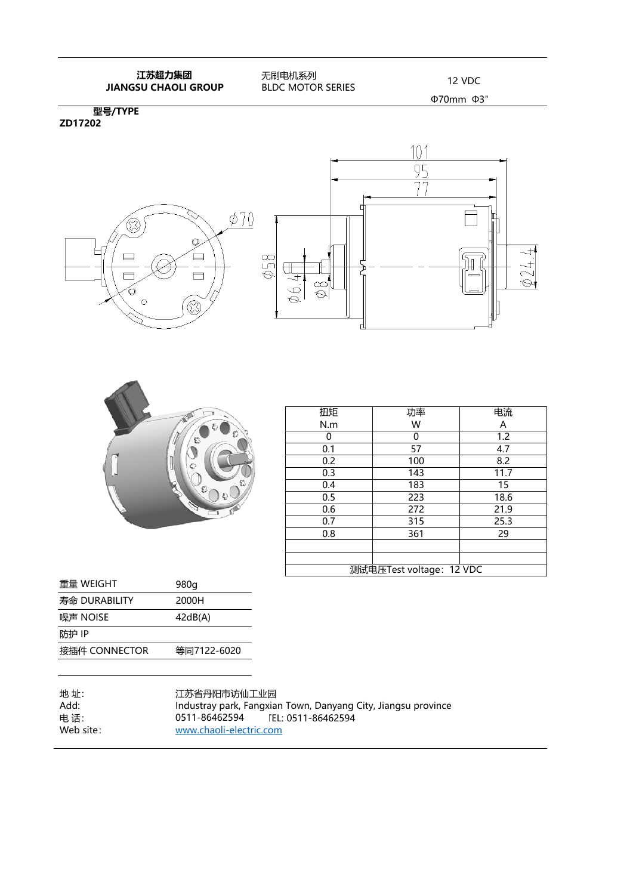**江苏超力集团**
**JIANGSU CHAOLI GROUP**

无刷电机系列
BLDC MOTOR SERIES

12 VDC

Φ70mm Φ3"

**型号/TYPE**
**ZD17202**

| 扭矩 N.m | 功率 W | 电流 A |
| --- | --- | --- |
| 0 | 0 | 1.2 |
| 0.1 | 57 | 4.7 |
| 0.2 | 100 | 8.2 |
| 0.3 | 143 | 11.7 |
| 0.4 | 183 | 15 |
| 0.5 | 223 | 18.6 |
| 0.6 | 272 | 21.9 |
| 0.7 | 315 | 25.3 |
| 0.8 | 361 | 29 |
| | | |
| | | |
| 测试电压Test voltage：12 VDC | | |

| 重量 WEIGHT | 980g |
| --- | --- |
| 寿命 DURABILITY | 2000H |
| 噪声 NOISE | 42dB(A) |
| 防护 IP | |
| 接插件 CONNECTOR | 等同7122-6020 |

地 址: 江苏省丹阳市访仙工业园
Add: Industray park, Fangxian Town, Danyang City, Jiangsu province
电 话: 0511-86462594 TEL: 0511-86462594
Web site: www.chaoli-electric.com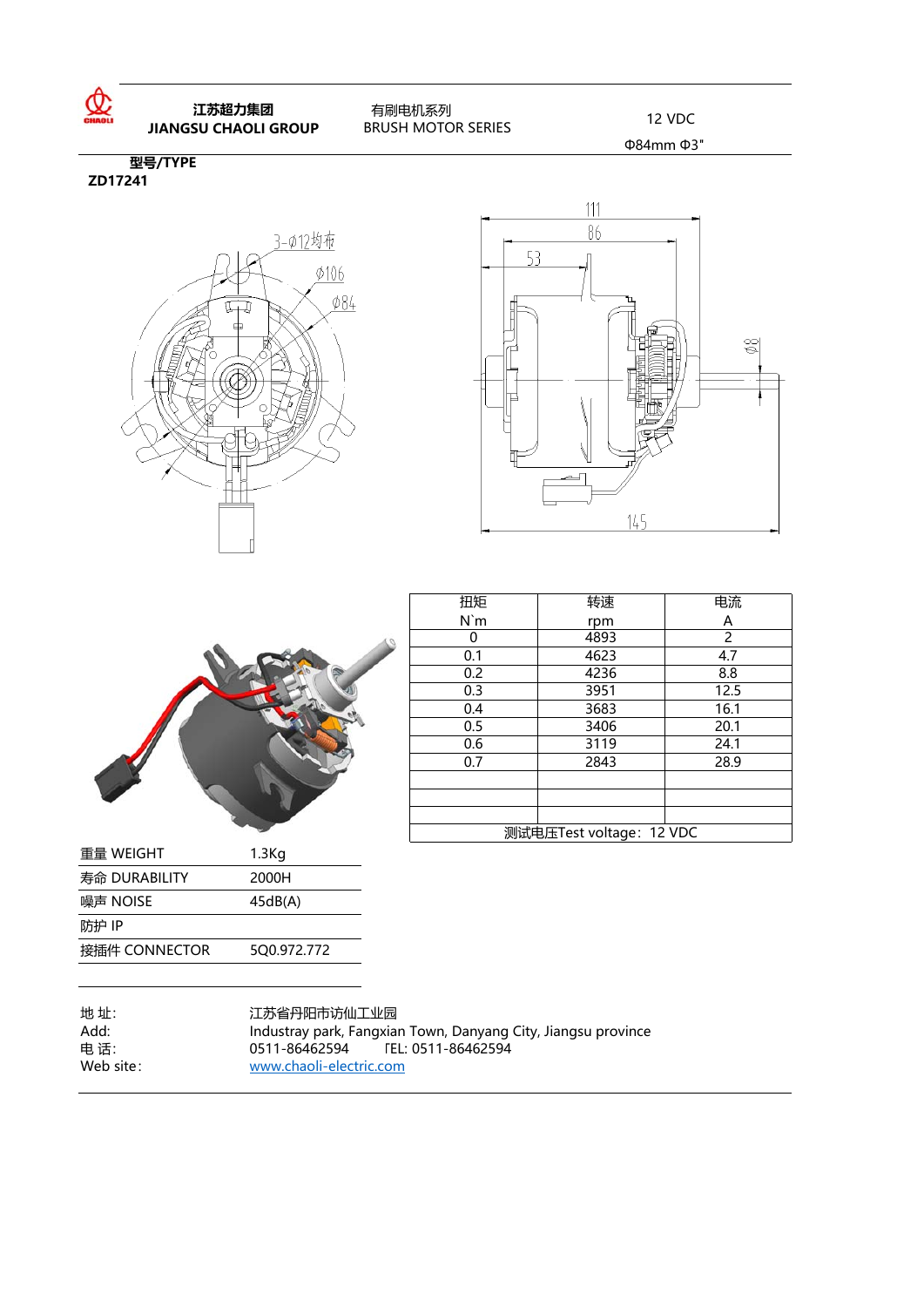**江苏超力集团**
**JIANGSU CHAOLI GROUP**

有刷电机系列
BRUSH MOTOR SERIES

12 VDC
Φ84mm Φ3"

**型号/TYPE**
**ZD17241**

| 扭矩 N`m | 转速 rpm | 电流 A |
|---|---|---|
| 0 | 4893 | 2 |
| 0.1 | 4623 | 4.7 |
| 0.2 | 4236 | 8.8 |
| 0.3 | 3951 | 12.5 |
| 0.4 | 3683 | 16.1 |
| 0.5 | 3406 | 20.1 |
| 0.6 | 3119 | 24.1 |
| 0.7 | 2843 | 28.9 |
| | | |
| | | |
| | | |
| 测试电压Test voltage：12 VDC | | |

| | |
|---|---|
| 重量 WEIGHT | 1.3Kg |
| 寿命 DURABILITY | 2000H |
| 噪声 NOISE | 45dB(A) |
| 防护 IP | |
| 接插件 CONNECTOR | 5Q0.972.772 |

地 址: 江苏省丹阳市访仙工业园
Add: Industray park, Fangxian Town, Danyang City, Jiangsu province
电 话: 0511-86462594 TEL: 0511-86462594
Web site: www.chaoli-electric.com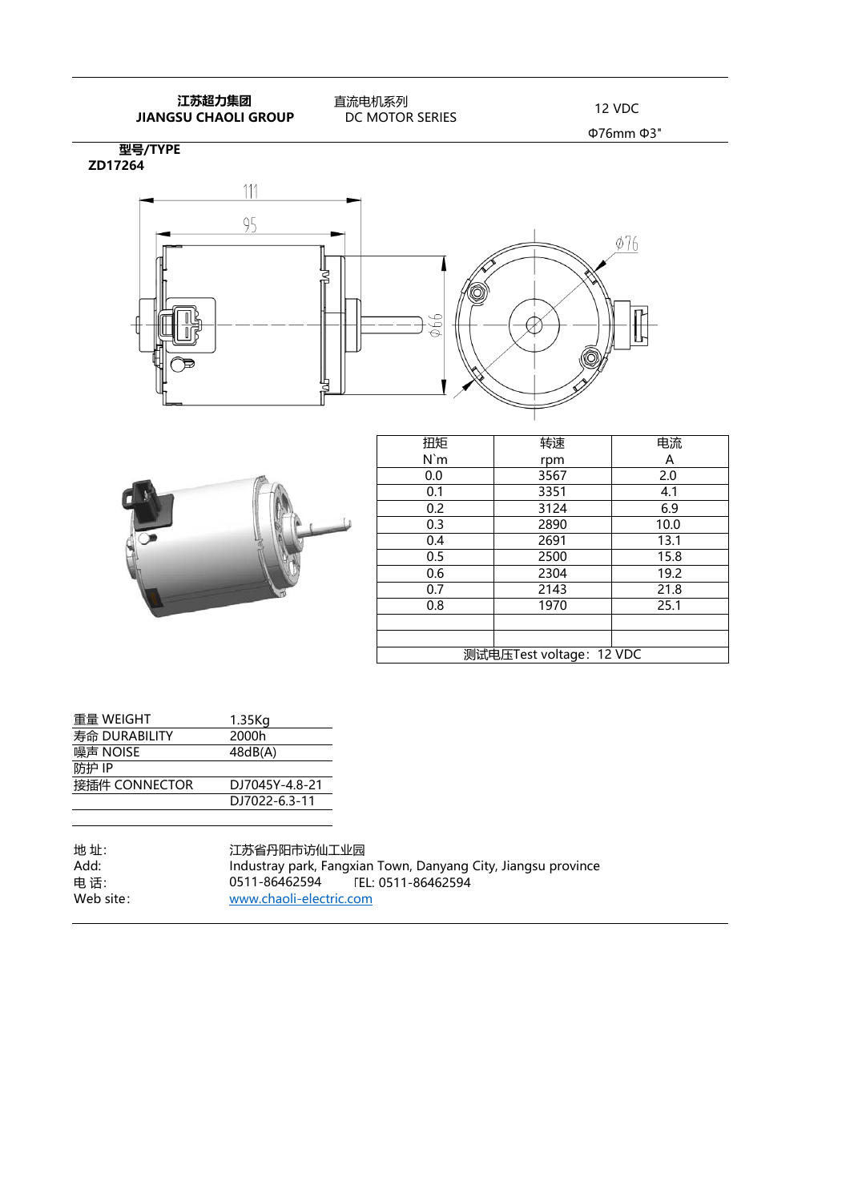**江苏超力集团**
**JIANGSU CHAOLI GROUP**

直流电机系列
DC MOTOR SERIES

12 VDC

Φ76mm Φ3"

**型号/TYPE**
**ZD17264**

111
95
Φ76
Φ66

| 扭矩 N`m | 转速 rpm | 电流 A |
|---|---|---|
| 0.0 | 3567 | 2.0 |
| 0.1 | 3351 | 4.1 |
| 0.2 | 3124 | 6.9 |
| 0.3 | 2890 | 10.0 |
| 0.4 | 2691 | 13.1 |
| 0.5 | 2500 | 15.8 |
| 0.6 | 2304 | 19.2 |
| 0.7 | 2143 | 21.8 |
| 0.8 | 1970 | 25.1 |
| | | |
| | | |
| 测试电压Test voltage：12 VDC | | |

| | |
|---|---|
| 重量 WEIGHT | 1.35Kg |
| 寿命 DURABILITY | 2000h |
| 噪声 NOISE | 48dB(A) |
| 防护 IP | |
| 接插件 CONNECTOR | DJ7045Y-4.8-21 |
| | DJ7022-6.3-11 |

地 址: 江苏省丹阳市访仙工业园
Add: Industray park, Fangxian Town, Danyang City, Jiangsu province
电 话: 0511-86462594 TEL: 0511-86462594
Web site: www.chaoli-electric.com